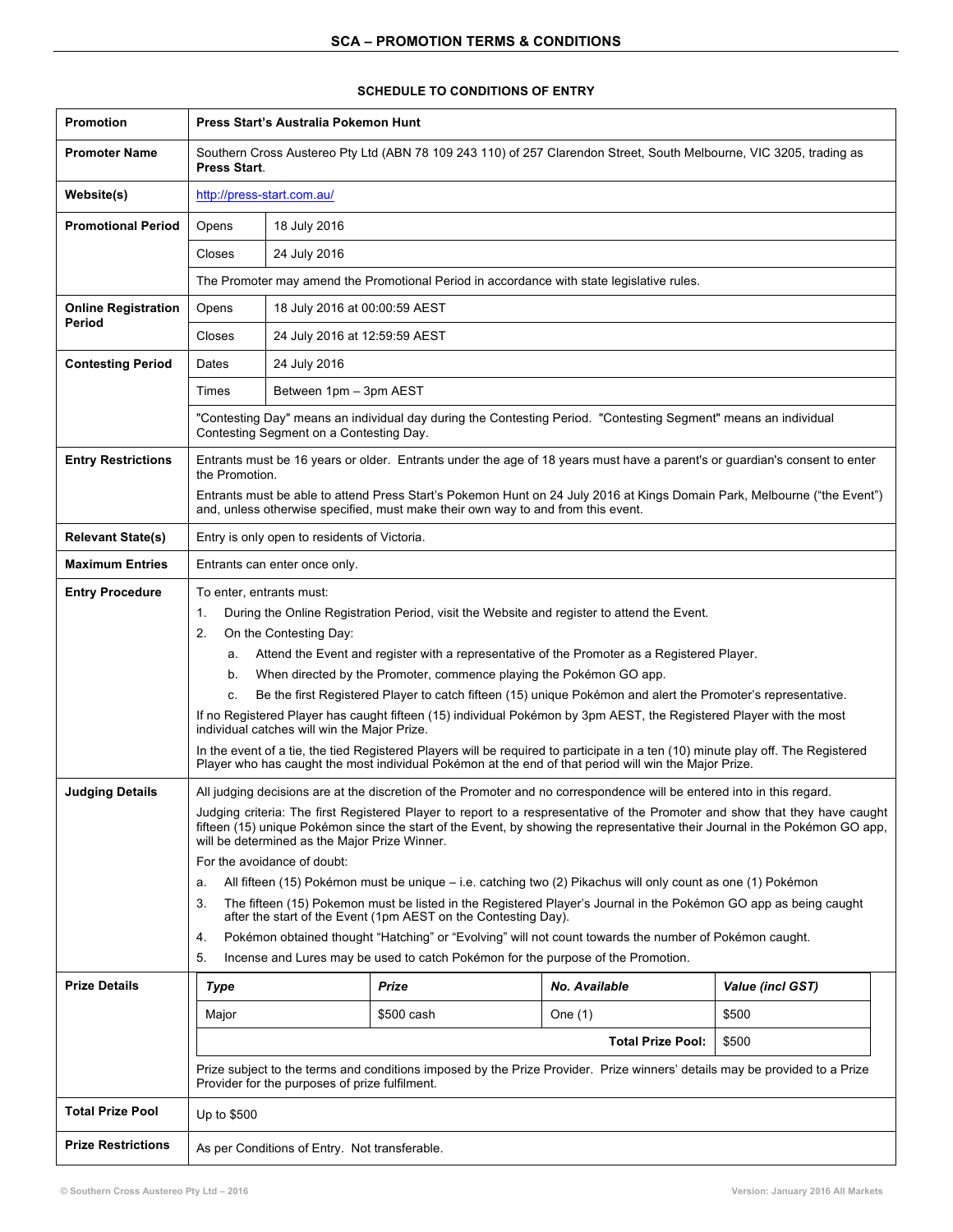# SCA – PROMOTION TERMS & CONDITIONS

## SCHEDULE TO CONDITIONS OF ENTRY

| | | |
|---|---|---|
| **Promotion** | **Press Start's Australia Pokemon Hunt** | |
| **Promoter Name** | Southern Cross Austereo Pty Ltd (ABN 78 109 243 110) of 257 Clarendon Street, South Melbourne, VIC 3205, trading as **Press Start**. | |
| **Website(s)** | http://press-start.com.au/ | |
| **Promotional Period** | Opens | 18 July 2016 |
| | Closes | 24 July 2016 |
| | The Promoter may amend the Promotional Period in accordance with state legislative rules. | |
| **Online Registration Period** | Opens | 18 July 2016 at 00:00:59 AEST |
| | Closes | 24 July 2016 at 12:59:59 AEST |
| **Contesting Period** | Dates | 24 July 2016 |
| | Times | Between 1pm – 3pm AEST |
| | "Contesting Day" means an individual day during the Contesting Period. "Contesting Segment" means an individual Contesting Segment on a Contesting Day. | |
| **Entry Restrictions** | Entrants must be 16 years or older. Entrants under the age of 18 years must have a parent's or guardian's consent to enter the Promotion.<br><br>Entrants must be able to attend Press Start's Pokemon Hunt on 24 July 2016 at Kings Domain Park, Melbourne ("the Event") and, unless otherwise specified, must make their own way to and from this event. | |
| **Relevant State(s)** | Entry is only open to residents of Victoria. | |
| **Maximum Entries** | Entrants can enter once only. | |
| **Entry Procedure** | To enter, entrants must:<br>1. During the Online Registration Period, visit the Website and register to attend the Event.<br>2. On the Contesting Day:<br>a. Attend the Event and register with a representative of the Promoter as a Registered Player.<br>b. When directed by the Promoter, commence playing the Pokémon GO app.<br>c. Be the first Registered Player to catch fifteen (15) unique Pokémon and alert the Promoter's representative.<br><br>If no Registered Player has caught fifteen (15) individual Pokémon by 3pm AEST, the Registered Player with the most individual catches will win the Major Prize.<br><br>In the event of a tie, the tied Registered Players will be required to participate in a ten (10) minute play off. The Registered Player who has caught the most individual Pokémon at the end of that period will win the Major Prize. | |
| **Judging Details** | All judging decisions are at the discretion of the Promoter and no correspondence will be entered into in this regard.<br><br>Judging criteria: The first Registered Player to report to a respresentative of the Promoter and show that they have caught fifteen (15) unique Pokémon since the start of the Event, by showing the representative their Journal in the Pokémon GO app, will be determined as the Major Prize Winner.<br><br>For the avoidance of doubt:<br>a. All fifteen (15) Pokémon must be unique – i.e. catching two (2) Pikachus will only count as one (1) Pokémon<br>3. The fifteen (15) Pokemon must be listed in the Registered Player's Journal in the Pokémon GO app as being caught after the start of the Event (1pm AEST on the Contesting Day).<br>4. Pokémon obtained thought "Hatching" or "Evolving" will not count towards the number of Pokémon caught.<br>5. Incense and Lures may be used to catch Pokémon for the purpose of the Promotion. | |
| **Prize Details** | *(see Prize Details table below)*<br><br>Prize subject to the terms and conditions imposed by the Prize Provider. Prize winners' details may be provided to a Prize Provider for the purposes of prize fulfilment. | |
| **Total Prize Pool** | Up to $500 | |
| **Prize Restrictions** | As per Conditions of Entry. Not transferable. | |

**Prize Details**

| *Type* | *Prize* | *No. Available* | *Value (incl GST)* |
|---|---|---|---|
| Major | $500 cash | One (1) | $500 |
| | | **Total Prize Pool:** | $500 |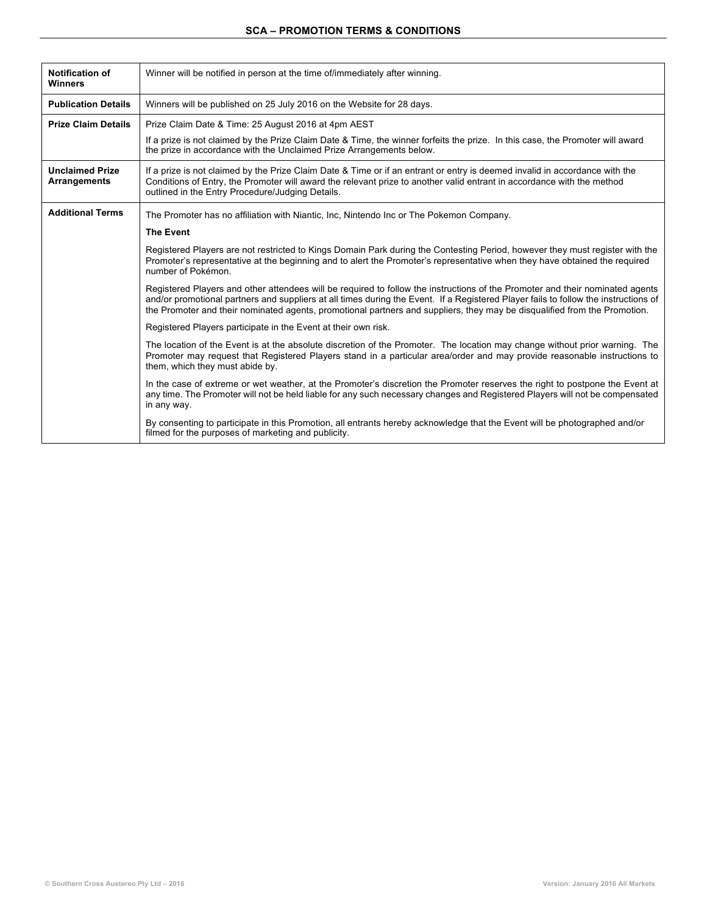| | |
|---|---|
| **Notification of Winners** | Winner will be notified in person at the time of/immediately after winning. |
| **Publication Details** | Winners will be published on 25 July 2016 on the Website for 28 days. |
| **Prize Claim Details** | Prize Claim Date & Time: 25 August 2016 at 4pm AEST<br><br>If a prize is not claimed by the Prize Claim Date & Time, the winner forfeits the prize. In this case, the Promoter will award the prize in accordance with the Unclaimed Prize Arrangements below. |
| **Unclaimed Prize Arrangements** | If a prize is not claimed by the Prize Claim Date & Time or if an entrant or entry is deemed invalid in accordance with the Conditions of Entry, the Promoter will award the relevant prize to another valid entrant in accordance with the method outlined in the Entry Procedure/Judging Details. |
| **Additional Terms** | The Promoter has no affiliation with Niantic, Inc, Nintendo Inc or The Pokemon Company.<br><br>**The Event**<br><br>Registered Players are not restricted to Kings Domain Park during the Contesting Period, however they must register with the Promoter's representative at the beginning and to alert the Promoter's representative when they have obtained the required number of Pokémon.<br><br>Registered Players and other attendees will be required to follow the instructions of the Promoter and their nominated agents and/or promotional partners and suppliers at all times during the Event. If a Registered Player fails to follow the instructions of the Promoter and their nominated agents, promotional partners and suppliers, they may be disqualified from the Promotion.<br><br>Registered Players participate in the Event at their own risk.<br><br>The location of the Event is at the absolute discretion of the Promoter. The location may change without prior warning. The Promoter may request that Registered Players stand in a particular area/order and may provide reasonable instructions to them, which they must abide by.<br><br>In the case of extreme or wet weather, at the Promoter's discretion the Promoter reserves the right to postpone the Event at any time. The Promoter will not be held liable for any such necessary changes and Registered Players will not be compensated in any way.<br><br>By consenting to participate in this Promotion, all entrants hereby acknowledge that the Event will be photographed and/or filmed for the purposes of marketing and publicity. |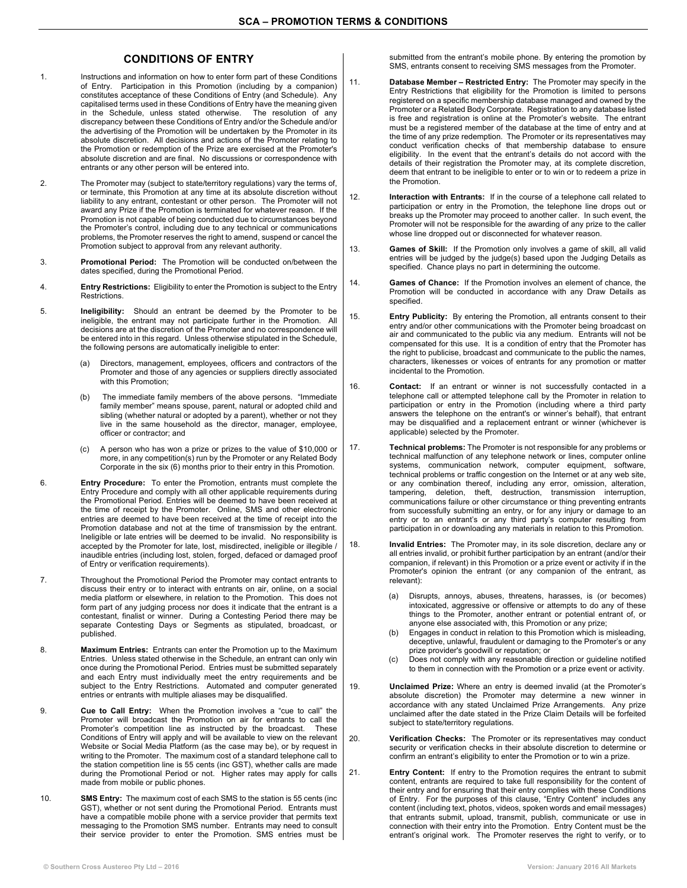## CONDITIONS OF ENTRY

1. Instructions and information on how to enter form part of these Conditions of Entry. Participation in this Promotion (including by a companion) constitutes acceptance of these Conditions of Entry (and Schedule). Any capitalised terms used in these Conditions of Entry have the meaning given in the Schedule, unless stated otherwise. The resolution of any discrepancy between these Conditions of Entry and/or the Schedule and/or the advertising of the Promotion will be undertaken by the Promoter in its absolute discretion. All decisions and actions of the Promoter relating to the Promotion or redemption of the Prize are exercised at the Promoter's absolute discretion and are final. No discussions or correspondence with entrants or any other person will be entered into.

2. The Promoter may (subject to state/territory regulations) vary the terms of, or terminate, this Promotion at any time at its absolute discretion without liability to any entrant, contestant or other person. The Promoter will not award any Prize if the Promotion is terminated for whatever reason. If the Promotion is not capable of being conducted due to circumstances beyond the Promoter's control, including due to any technical or communications problems, the Promoter reserves the right to amend, suspend or cancel the Promotion subject to approval from any relevant authority.

3. **Promotional Period:** The Promotion will be conducted on/between the dates specified, during the Promotional Period.

4. **Entry Restrictions:** Eligibility to enter the Promotion is subject to the Entry Restrictions.

5. **Ineligibility:** Should an entrant be deemed by the Promoter to be ineligible, the entrant may not participate further in the Promotion. All decisions are at the discretion of the Promoter and no correspondence will be entered into in this regard. Unless otherwise stipulated in the Schedule, the following persons are automatically ineligible to enter:

   (a) Directors, management, employees, officers and contractors of the Promoter and those of any agencies or suppliers directly associated with this Promotion;

   (b) The immediate family members of the above persons. "Immediate family member" means spouse, parent, natural or adopted child and sibling (whether natural or adopted by a parent), whether or not they live in the same household as the director, manager, employee, officer or contractor; and

   (c) A person who has won a prize or prizes to the value of $10,000 or more, in any competition(s) run by the Promoter or any Related Body Corporate in the six (6) months prior to their entry in this Promotion.

6. **Entry Procedure:** To enter the Promotion, entrants must complete the Entry Procedure and comply with all other applicable requirements during the Promotional Period. Entries will be deemed to have been received at the time of receipt by the Promoter. Online, SMS and other electronic entries are deemed to have been received at the time of receipt into the Promotion database and not at the time of transmission by the entrant. Ineligible or late entries will be deemed to be invalid. No responsibility is accepted by the Promoter for late, lost, misdirected, ineligible or illegible / inaudible entries (including lost, stolen, forged, defaced or damaged proof of Entry or verification requirements).

7. Throughout the Promotional Period the Promoter may contact entrants to discuss their entry or to interact with entrants on air, online, on a social media platform or elsewhere, in relation to the Promotion. This does not form part of any judging process nor does it indicate that the entrant is a contestant, finalist or winner. During a Contesting Period there may be separate Contesting Days or Segments as stipulated, broadcast, or published.

8. **Maximum Entries:** Entrants can enter the Promotion up to the Maximum Entries. Unless stated otherwise in the Schedule, an entrant can only win once during the Promotional Period. Entries must be submitted separately and each Entry must individually meet the entry requirements and be subject to the Entry Restrictions. Automated and computer generated entries or entrants with multiple aliases may be disqualified.

9. **Cue to Call Entry:** When the Promotion involves a "cue to call" the Promoter will broadcast the Promotion on air for entrants to call the Promoter's competition line as instructed by the broadcast. These Conditions of Entry will apply and will be available to view on the relevant Website or Social Media Platform (as the case may be), or by request in writing to the Promoter. The maximum cost of a standard telephone call to the station competition line is 55 cents (inc GST), whether calls are made during the Promotional Period or not. Higher rates may apply for calls made from mobile or public phones.

10. **SMS Entry:** The maximum cost of each SMS to the station is 55 cents (inc GST), whether or not sent during the Promotional Period. Entrants must have a compatible mobile phone with a service provider that permits text messaging to the Promotion SMS number. Entrants may need to consult their service provider to enter the Promotion. SMS entries must be submitted from the entrant's mobile phone. By entering the promotion by SMS, entrants consent to receiving SMS messages from the Promoter.

11. **Database Member – Restricted Entry:** The Promoter may specify in the Entry Restrictions that eligibility for the Promotion is limited to persons registered on a specific membership database managed and owned by the Promoter or a Related Body Corporate. Registration to any database listed is free and registration is online at the Promoter's website. The entrant must be a registered member of the database at the time of entry and at the time of any prize redemption. The Promoter or its representatives may conduct verification checks of that membership database to ensure eligibility. In the event that the entrant's details do not accord with the details of their registration the Promoter may, at its complete discretion, deem that entrant to be ineligible to enter or to win or to redeem a prize in the Promotion.

12. **Interaction with Entrants:** If in the course of a telephone call related to participation or entry in the Promotion, the telephone line drops out or breaks up the Promoter may proceed to another caller. In such event, the Promoter will not be responsible for the awarding of any prize to the caller whose line dropped out or disconnected for whatever reason.

13. **Games of Skill:** If the Promotion only involves a game of skill, all valid entries will be judged by the judge(s) based upon the Judging Details as specified. Chance plays no part in determining the outcome.

14. **Games of Chance:** If the Promotion involves an element of chance, the Promotion will be conducted in accordance with any Draw Details as specified.

15. **Entry Publicity:** By entering the Promotion, all entrants consent to their entry and/or other communications with the Promoter being broadcast on air and communicated to the public via any medium. Entrants will not be compensated for this use. It is a condition of entry that the Promoter has the right to publicise, broadcast and communicate to the public the names, characters, likenesses or voices of entrants for any promotion or matter incidental to the Promotion.

16. **Contact:** If an entrant or winner is not successfully contacted in a telephone call or attempted telephone call by the Promoter in relation to participation or entry in the Promotion (including where a third party answers the telephone on the entrant's or winner's behalf), that entrant may be disqualified and a replacement entrant or winner (whichever is applicable) selected by the Promoter.

17. **Technical problems:** The Promoter is not responsible for any problems or technical malfunction of any telephone network or lines, computer online systems, communication network, computer equipment, software, technical problems or traffic congestion on the Internet or at any web site, or any combination thereof, including any error, omission, alteration, tampering, deletion, theft, destruction, transmission interruption, communications failure or other circumstance or thing preventing entrants from successfully submitting an entry, or for any injury or damage to an entry or to an entrant's or any third party's computer resulting from participation in or downloading any materials in relation to this Promotion.

18. **Invalid Entries:** The Promoter may, in its sole discretion, declare any or all entries invalid, or prohibit further participation by an entrant (and/or their companion, if relevant) in this Promotion or a prize event or activity if in the Promoter's opinion the entrant (or any companion of the entrant, as relevant):

   (a) Disrupts, annoys, abuses, threatens, harasses, is (or becomes) intoxicated, aggressive or offensive or attempts to do any of these things to the Promoter, another entrant or potential entrant of, or anyone else associated with, this Promotion or any prize;

   (b) Engages in conduct in relation to this Promotion which is misleading, deceptive, unlawful, fraudulent or damaging to the Promoter's or any prize provider's goodwill or reputation; or

   (c) Does not comply with any reasonable direction or guideline notified to them in connection with the Promotion or a prize event or activity.

19. **Unclaimed Prize:** Where an entry is deemed invalid (at the Promoter's absolute discretion) the Promoter may determine a new winner in accordance with any stated Unclaimed Prize Arrangements. Any prize unclaimed after the date stated in the Prize Claim Details will be forfeited subject to state/territory regulations.

20. **Verification Checks:** The Promoter or its representatives may conduct security or verification checks in their absolute discretion to determine or confirm an entrant's eligibility to enter the Promotion or to win a prize.

21. **Entry Content:** If entry to the Promotion requires the entrant to submit content, entrants are required to take full responsibility for the content of their entry and for ensuring that their entry complies with these Conditions of Entry. For the purposes of this clause, "Entry Content" includes any content (including text, photos, videos, spoken words and email messages) that entrants submit, upload, transmit, publish, communicate or use in connection with their entry into the Promotion. Entry Content must be the entrant's original work. The Promoter reserves the right to verify, or to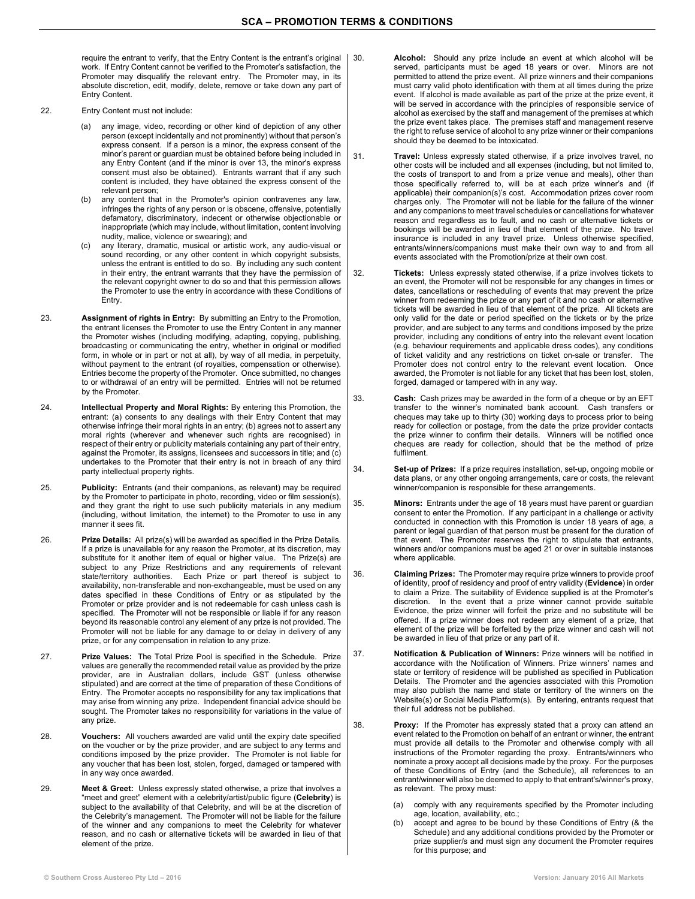require the entrant to verify, that the Entry Content is the entrant's original work. If Entry Content cannot be verified to the Promoter's satisfaction, the Promoter may disqualify the relevant entry. The Promoter may, in its absolute discretion, edit, modify, delete, remove or take down any part of Entry Content.

22. Entry Content must not include:

(a) any image, video, recording or other kind of depiction of any other person (except incidentally and not prominently) without that person's express consent. If a person is a minor, the express consent of the minor's parent or guardian must be obtained before being included in any Entry Content (and if the minor is over 13, the minor's express consent must also be obtained). Entrants warrant that if any such content is included, they have obtained the express consent of the relevant person;

(b) any content that in the Promoter's opinion contravenes any law, infringes the rights of any person or is obscene, offensive, potentially defamatory, discriminatory, indecent or otherwise objectionable or inappropriate (which may include, without limitation, content involving nudity, malice, violence or swearing); and

(c) any literary, dramatic, musical or artistic work, any audio-visual or sound recording, or any other content in which copyright subsists, unless the entrant is entitled to do so. By including any such content in their entry, the entrant warrants that they have the permission of the relevant copyright owner to do so and that this permission allows the Promoter to use the entry in accordance with these Conditions of Entry.

23. **Assignment of rights in Entry:** By submitting an Entry to the Promotion, the entrant licenses the Promoter to use the Entry Content in any manner the Promoter wishes (including modifying, adapting, copying, publishing, broadcasting or communicating the entry, whether in original or modified form, in whole or in part or not at all), by way of all media, in perpetuity, without payment to the entrant (of royalties, compensation or otherwise). Entries become the property of the Promoter. Once submitted, no changes to or withdrawal of an entry will be permitted. Entries will not be returned by the Promoter.

24. **Intellectual Property and Moral Rights:** By entering this Promotion, the entrant: (a) consents to any dealings with their Entry Content that may otherwise infringe their moral rights in an entry; (b) agrees not to assert any moral rights (wherever and whenever such rights are recognised) in respect of their entry or publicity materials containing any part of their entry, against the Promoter, its assigns, licensees and successors in title; and (c) undertakes to the Promoter that their entry is not in breach of any third party intellectual property rights.

25. **Publicity:** Entrants (and their companions, as relevant) may be required by the Promoter to participate in photo, recording, video or film session(s), and they grant the right to use such publicity materials in any medium (including, without limitation, the internet) to the Promoter to use in any manner it sees fit.

26. **Prize Details:** All prize(s) will be awarded as specified in the Prize Details. If a prize is unavailable for any reason the Promoter, at its discretion, may substitute for it another item of equal or higher value. The Prize(s) are subject to any Prize Restrictions and any requirements of relevant state/territory authorities. Each Prize or part thereof is subject to availability, non-transferable and non-exchangeable, must be used on any dates specified in these Conditions of Entry or as stipulated by the Promoter or prize provider and is not redeemable for cash unless cash is specified. The Promoter will not be responsible or liable if for any reason beyond its reasonable control any element of any prize is not provided. The Promoter will not be liable for any damage to or delay in delivery of any prize, or for any compensation in relation to any prize.

27. **Prize Values:** The Total Prize Pool is specified in the Schedule. Prize values are generally the recommended retail value as provided by the prize provider, are in Australian dollars, include GST (unless otherwise stipulated) and are correct at the time of preparation of these Conditions of Entry. The Promoter accepts no responsibility for any tax implications that may arise from winning any prize. Independent financial advice should be sought. The Promoter takes no responsibility for variations in the value of any prize.

28. **Vouchers:** All vouchers awarded are valid until the expiry date specified on the voucher or by the prize provider, and are subject to any terms and conditions imposed by the prize provider. The Promoter is not liable for any voucher that has been lost, stolen, forged, damaged or tampered with in any way once awarded.

29. **Meet & Greet:** Unless expressly stated otherwise, a prize that involves a "meet and greet" element with a celebrity/artist/public figure (**Celebrity**) is subject to the availability of that Celebrity, and will be at the discretion of the Celebrity's management. The Promoter will not be liable for the failure of the winner and any companions to meet the Celebrity for whatever reason, and no cash or alternative tickets will be awarded in lieu of that element of the prize.

30. **Alcohol:** Should any prize include an event at which alcohol will be served, participants must be aged 18 years or over. Minors are not permitted to attend the prize event. All prize winners and their companions must carry valid photo identification with them at all times during the prize event. If alcohol is made available as part of the prize at the prize event, it will be served in accordance with the principles of responsible service of alcohol as exercised by the staff and management of the premises at which the prize event takes place. The premises staff and management reserve the right to refuse service of alcohol to any prize winner or their companions should they be deemed to be intoxicated.

31. **Travel:** Unless expressly stated otherwise, if a prize involves travel, no other costs will be included and all expenses (including, but not limited to, the costs of transport to and from a prize venue and meals), other than those specifically referred to, will be at each prize winner's and (if applicable) their companion(s)'s cost. Accommodation prizes cover room charges only. The Promoter will not be liable for the failure of the winner and any companions to meet travel schedules or cancellations for whatever reason and regardless as to fault, and no cash or alternative tickets or bookings will be awarded in lieu of that element of the prize. No travel insurance is included in any travel prize. Unless otherwise specified, entrants/winners/companions must make their own way to and from all events associated with the Promotion/prize at their own cost.

32. **Tickets:** Unless expressly stated otherwise, if a prize involves tickets to an event, the Promoter will not be responsible for any changes in times or dates, cancellations or rescheduling of events that may prevent the prize winner from redeeming the prize or any part of it and no cash or alternative tickets will be awarded in lieu of that element of the prize. All tickets are only valid for the date or period specified on the tickets or by the prize provider, and are subject to any terms and conditions imposed by the prize provider, including any conditions of entry into the relevant event location (e.g. behaviour requirements and applicable dress codes), any conditions of ticket validity and any restrictions on ticket on-sale or transfer. The Promoter does not control entry to the relevant event location. Once awarded, the Promoter is not liable for any ticket that has been lost, stolen, forged, damaged or tampered with in any way.

33. **Cash:** Cash prizes may be awarded in the form of a cheque or by an EFT transfer to the winner's nominated bank account. Cash transfers or cheques may take up to thirty (30) working days to process prior to being ready for collection or postage, from the date the prize provider contacts the prize winner to confirm their details. Winners will be notified once cheques are ready for collection, should that be the method of prize fulfilment.

34. **Set-up of Prizes:** If a prize requires installation, set-up, ongoing mobile or data plans, or any other ongoing arrangements, care or costs, the relevant winner/companion is responsible for these arrangements.

35. **Minors:** Entrants under the age of 18 years must have parent or guardian consent to enter the Promotion. If any participant in a challenge or activity conducted in connection with this Promotion is under 18 years of age, a parent or legal guardian of that person must be present for the duration of that event. The Promoter reserves the right to stipulate that entrants, winners and/or companions must be aged 21 or over in suitable instances where applicable.

36. **Claiming Prizes:** The Promoter may require prize winners to provide proof of identity, proof of residency and proof of entry validity (**Evidence**) in order to claim a Prize. The suitability of Evidence supplied is at the Promoter's discretion. In the event that a prize winner cannot provide suitable Evidence, the prize winner will forfeit the prize and no substitute will be offered. If a prize winner does not redeem any element of a prize, that element of the prize will be forfeited by the prize winner and cash will not be awarded in lieu of that prize or any part of it.

37. **Notification & Publication of Winners:** Prize winners will be notified in accordance with the Notification of Winners. Prize winners' names and state or territory of residence will be published as specified in Publication Details. The Promoter and the agencies associated with this Promotion may also publish the name and state or territory of the winners on the Website(s) or Social Media Platform(s). By entering, entrants request that their full address not be published.

38. **Proxy:** If the Promoter has expressly stated that a proxy can attend an event related to the Promotion on behalf of an entrant or winner, the entrant must provide all details to the Promoter and otherwise comply with all instructions of the Promoter regarding the proxy. Entrants/winners who nominate a proxy accept all decisions made by the proxy. For the purposes of these Conditions of Entry (and the Schedule), all references to an entrant/winner will also be deemed to apply to that entrant's/winner's proxy, as relevant. The proxy must:

(a) comply with any requirements specified by the Promoter including age, location, availability, etc.;

(b) accept and agree to be bound by these Conditions of Entry (& the Schedule) and any additional conditions provided by the Promoter or prize supplier/s and must sign any document the Promoter requires for this purpose; and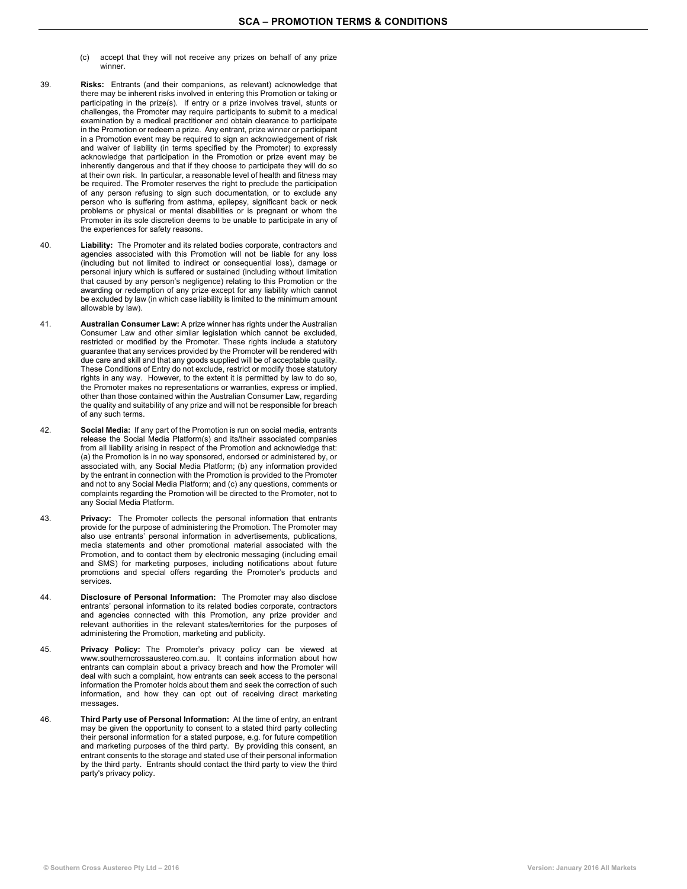(c) accept that they will not receive any prizes on behalf of any prize winner.

39. **Risks:** Entrants (and their companions, as relevant) acknowledge that there may be inherent risks involved in entering this Promotion or taking or participating in the prize(s). If entry or a prize involves travel, stunts or challenges, the Promoter may require participants to submit to a medical examination by a medical practitioner and obtain clearance to participate in the Promotion or redeem a prize. Any entrant, prize winner or participant in a Promotion event may be required to sign an acknowledgement of risk and waiver of liability (in terms specified by the Promoter) to expressly acknowledge that participation in the Promotion or prize event may be inherently dangerous and that if they choose to participate they will do so at their own risk. In particular, a reasonable level of health and fitness may be required. The Promoter reserves the right to preclude the participation of any person refusing to sign such documentation, or to exclude any person who is suffering from asthma, epilepsy, significant back or neck problems or physical or mental disabilities or is pregnant or whom the Promoter in its sole discretion deems to be unable to participate in any of the experiences for safety reasons.

40. **Liability:** The Promoter and its related bodies corporate, contractors and agencies associated with this Promotion will not be liable for any loss (including but not limited to indirect or consequential loss), damage or personal injury which is suffered or sustained (including without limitation that caused by any person's negligence) relating to this Promotion or the awarding or redemption of any prize except for any liability which cannot be excluded by law (in which case liability is limited to the minimum amount allowable by law).

41. **Australian Consumer Law:** A prize winner has rights under the Australian Consumer Law and other similar legislation which cannot be excluded, restricted or modified by the Promoter. These rights include a statutory guarantee that any services provided by the Promoter will be rendered with due care and skill and that any goods supplied will be of acceptable quality. These Conditions of Entry do not exclude, restrict or modify those statutory rights in any way. However, to the extent it is permitted by law to do so, the Promoter makes no representations or warranties, express or implied, other than those contained within the Australian Consumer Law, regarding the quality and suitability of any prize and will not be responsible for breach of any such terms.

42. **Social Media:** If any part of the Promotion is run on social media, entrants release the Social Media Platform(s) and its/their associated companies from all liability arising in respect of the Promotion and acknowledge that: (a) the Promotion is in no way sponsored, endorsed or administered by, or associated with, any Social Media Platform; (b) any information provided by the entrant in connection with the Promotion is provided to the Promoter and not to any Social Media Platform; and (c) any questions, comments or complaints regarding the Promotion will be directed to the Promoter, not to any Social Media Platform.

43. **Privacy:** The Promoter collects the personal information that entrants provide for the purpose of administering the Promotion. The Promoter may also use entrants' personal information in advertisements, publications, media statements and other promotional material associated with the Promotion, and to contact them by electronic messaging (including email and SMS) for marketing purposes, including notifications about future promotions and special offers regarding the Promoter's products and services.

44. **Disclosure of Personal Information:** The Promoter may also disclose entrants' personal information to its related bodies corporate, contractors and agencies connected with this Promotion, any prize provider and relevant authorities in the relevant states/territories for the purposes of administering the Promotion, marketing and publicity.

45. **Privacy Policy:** The Promoter's privacy policy can be viewed at www.southerncrossaustereo.com.au. It contains information about how entrants can complain about a privacy breach and how the Promoter will deal with such a complaint, how entrants can seek access to the personal information the Promoter holds about them and seek the correction of such information, and how they can opt out of receiving direct marketing messages.

46. **Third Party use of Personal Information:** At the time of entry, an entrant may be given the opportunity to consent to a stated third party collecting their personal information for a stated purpose, e.g. for future competition and marketing purposes of the third party. By providing this consent, an entrant consents to the storage and stated use of their personal information by the third party. Entrants should contact the third party to view the third party's privacy policy.